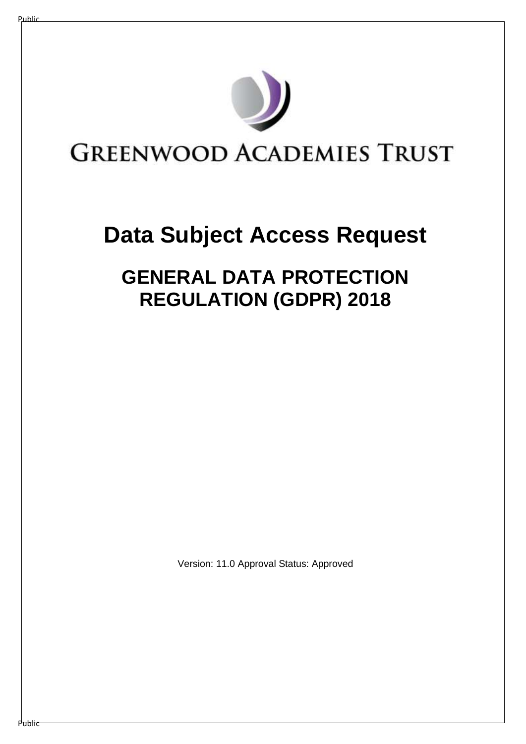# GREENWOOD ACADEMIES TRUST

# Data Subject Access Request

## GENERAL DATA PROTECTION REGULATION (GDPR) 2018

Version: 11.0 Approval Status: Approved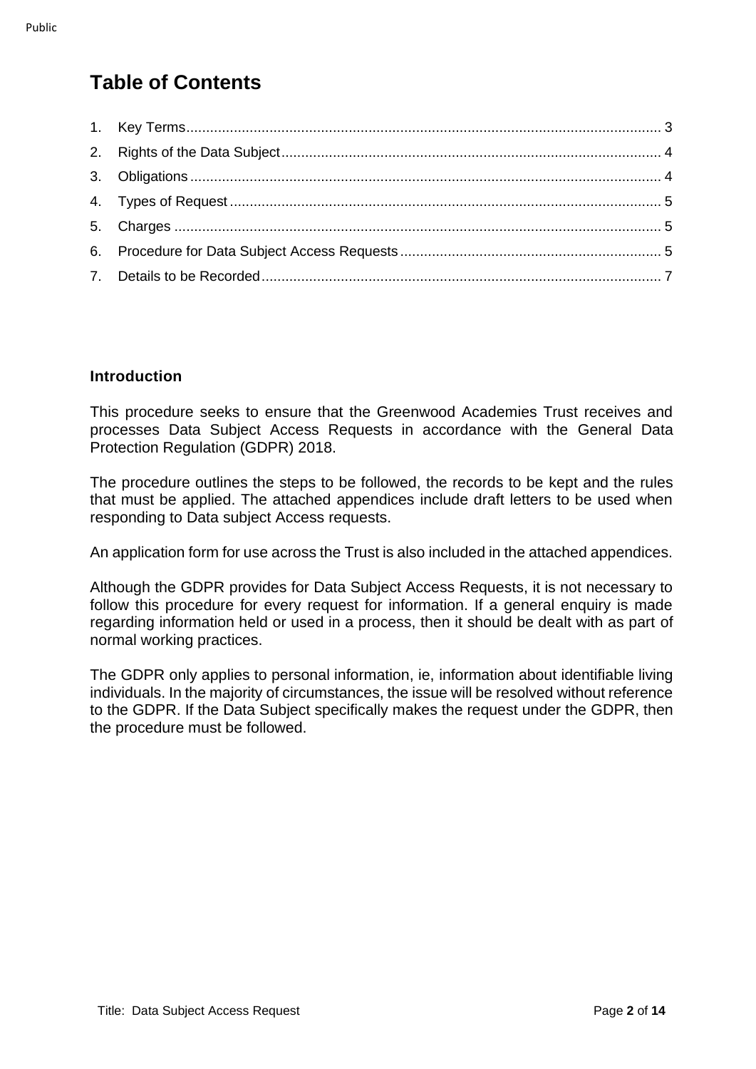# Table of Contents

1. Key Terms ........................................................................................................................ 3
2. Rights of the Data Subject ................................................................................................ 4
3. Obligations ...................................................................................................................... 4
4. Types of Request ............................................................................................................. 5
5. Charges ........................................................................................................................... 5
6. Procedure for Data Subject Access Requests .................................................................. 5
7. Details to be Recorded ..................................................................................................... 7

**Introduction**

This procedure seeks to ensure that the Greenwood Academies Trust receives and processes Data Subject Access Requests in accordance with the General Data Protection Regulation (GDPR) 2018.

The procedure outlines the steps to be followed, the records to be kept and the rules that must be applied. The attached appendices include draft letters to be used when responding to Data subject Access requests.

An application form for use across the Trust is also included in the attached appendices.

Although the GDPR provides for Data Subject Access Requests, it is not necessary to follow this procedure for every request for information. If a general enquiry is made regarding information held or used in a process, then it should be dealt with as part of normal working practices.

The GDPR only applies to personal information, ie, information about identifiable living individuals. In the majority of circumstances, the issue will be resolved without reference to the GDPR. If the Data Subject specifically makes the request under the GDPR, then the procedure must be followed.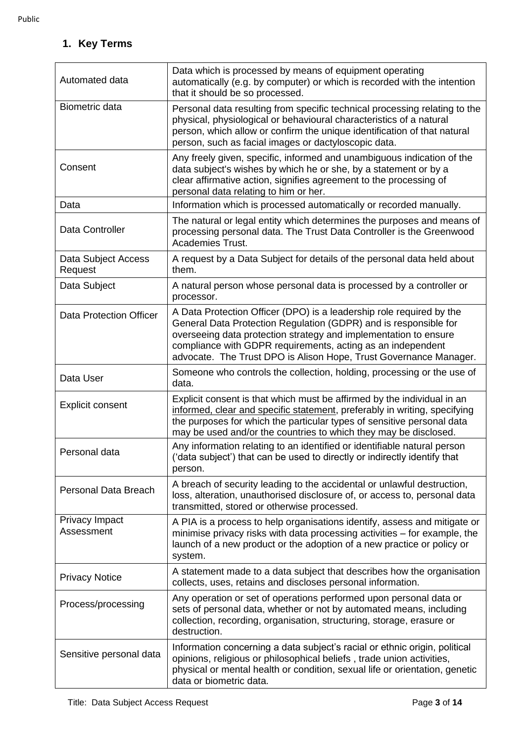## 1. Key Terms

| | |
|---|---|
| Automated data | Data which is processed by means of equipment operating automatically (e.g. by computer) or which is recorded with the intention that it should be so processed. |
| Biometric data | Personal data resulting from specific technical processing relating to the physical, physiological or behavioural characteristics of a natural person, which allow or confirm the unique identification of that natural person, such as facial images or dactyloscopic data. |
| Consent | Any freely given, specific, informed and unambiguous indication of the data subject's wishes by which he or she, by a statement or by a clear affirmative action, signifies agreement to the processing of personal data relating to him or her. |
| Data | Information which is processed automatically or recorded manually. |
| Data Controller | The natural or legal entity which determines the purposes and means of processing personal data. The Trust Data Controller is the Greenwood Academies Trust. |
| Data Subject Access Request | A request by a Data Subject for details of the personal data held about them. |
| Data Subject | A natural person whose personal data is processed by a controller or processor. |
| Data Protection Officer | A Data Protection Officer (DPO) is a leadership role required by the General Data Protection Regulation (GDPR) and is responsible for overseeing data protection strategy and implementation to ensure compliance with GDPR requirements, acting as an independent advocate. The Trust DPO is Alison Hope, Trust Governance Manager. |
| Data User | Someone who controls the collection, holding, processing or the use of data. |
| Explicit consent | Explicit consent is that which must be affirmed by the individual in an informed, clear and specific statement, preferably in writing, specifying the purposes for which the particular types of sensitive personal data may be used and/or the countries to which they may be disclosed. |
| Personal data | Any information relating to an identified or identifiable natural person ('data subject') that can be used to directly or indirectly identify that person. |
| Personal Data Breach | A breach of security leading to the accidental or unlawful destruction, loss, alteration, unauthorised disclosure of, or access to, personal data transmitted, stored or otherwise processed. |
| Privacy Impact Assessment | A PIA is a process to help organisations identify, assess and mitigate or minimise privacy risks with data processing activities – for example, the launch of a new product or the adoption of a new practice or policy or system. |
| Privacy Notice | A statement made to a data subject that describes how the organisation collects, uses, retains and discloses personal information. |
| Process/processing | Any operation or set of operations performed upon personal data or sets of personal data, whether or not by automated means, including collection, recording, organisation, structuring, storage, erasure or destruction. |
| Sensitive personal data | Information concerning a data subject's racial or ethnic origin, political opinions, religious or philosophical beliefs , trade union activities, physical or mental health or condition, sexual life or orientation, genetic data or biometric data. |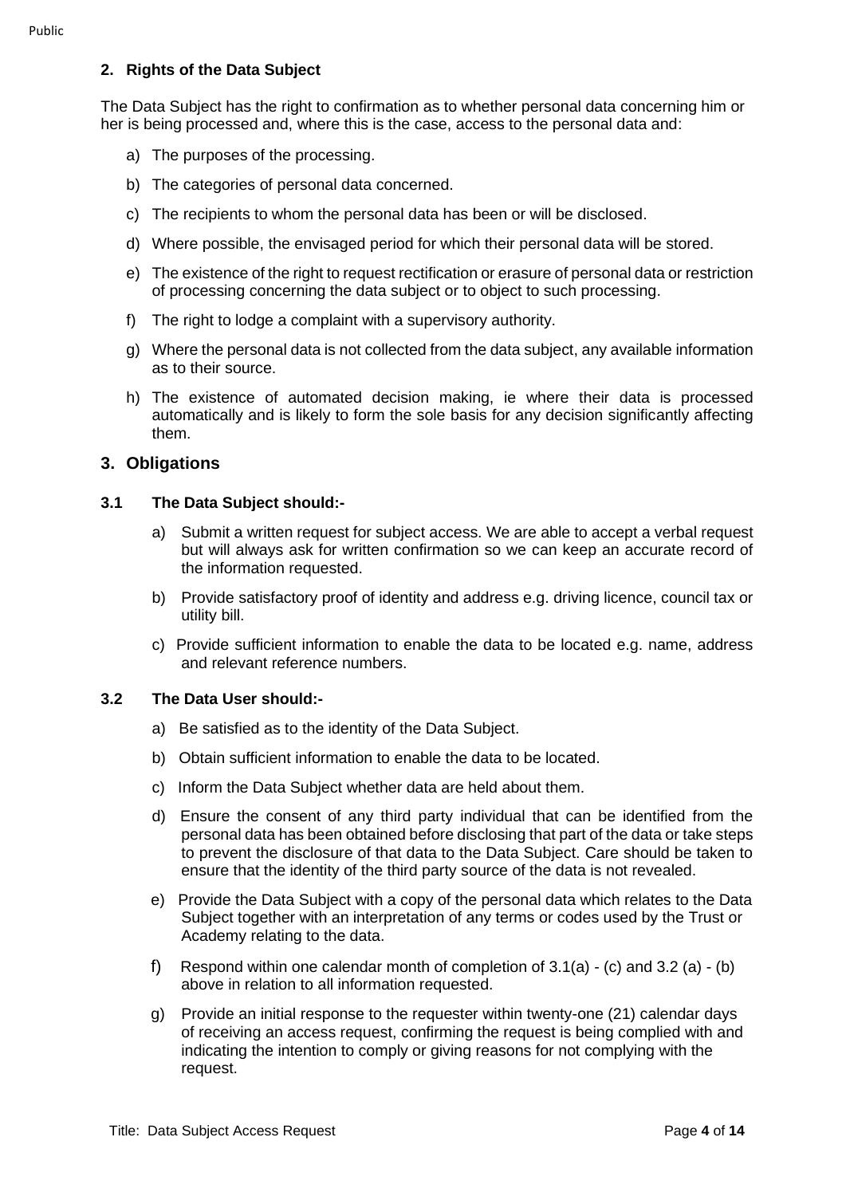## 2. Rights of the Data Subject

The Data Subject has the right to confirmation as to whether personal data concerning him or her is being processed and, where this is the case, access to the personal data and:

a) The purposes of the processing.

b) The categories of personal data concerned.

c) The recipients to whom the personal data has been or will be disclosed.

d) Where possible, the envisaged period for which their personal data will be stored.

e) The existence of the right to request rectification or erasure of personal data or restriction of processing concerning the data subject or to object to such processing.

f) The right to lodge a complaint with a supervisory authority.

g) Where the personal data is not collected from the data subject, any available information as to their source.

h) The existence of automated decision making, ie where their data is processed automatically and is likely to form the sole basis for any decision significantly affecting them.

## 3. Obligations

### 3.1 The Data Subject should:-

a) Submit a written request for subject access. We are able to accept a verbal request but will always ask for written confirmation so we can keep an accurate record of the information requested.

b) Provide satisfactory proof of identity and address e.g. driving licence, council tax or utility bill.

c) Provide sufficient information to enable the data to be located e.g. name, address and relevant reference numbers.

### 3.2 The Data User should:-

a) Be satisfied as to the identity of the Data Subject.

b) Obtain sufficient information to enable the data to be located.

c) Inform the Data Subject whether data are held about them.

d) Ensure the consent of any third party individual that can be identified from the personal data has been obtained before disclosing that part of the data or take steps to prevent the disclosure of that data to the Data Subject. Care should be taken to ensure that the identity of the third party source of the data is not revealed.

e) Provide the Data Subject with a copy of the personal data which relates to the Data Subject together with an interpretation of any terms or codes used by the Trust or Academy relating to the data.

f) Respond within one calendar month of completion of 3.1(a) - (c) and 3.2 (a) - (b) above in relation to all information requested.

g) Provide an initial response to the requester within twenty-one (21) calendar days of receiving an access request, confirming the request is being complied with and indicating the intention to comply or giving reasons for not complying with the request.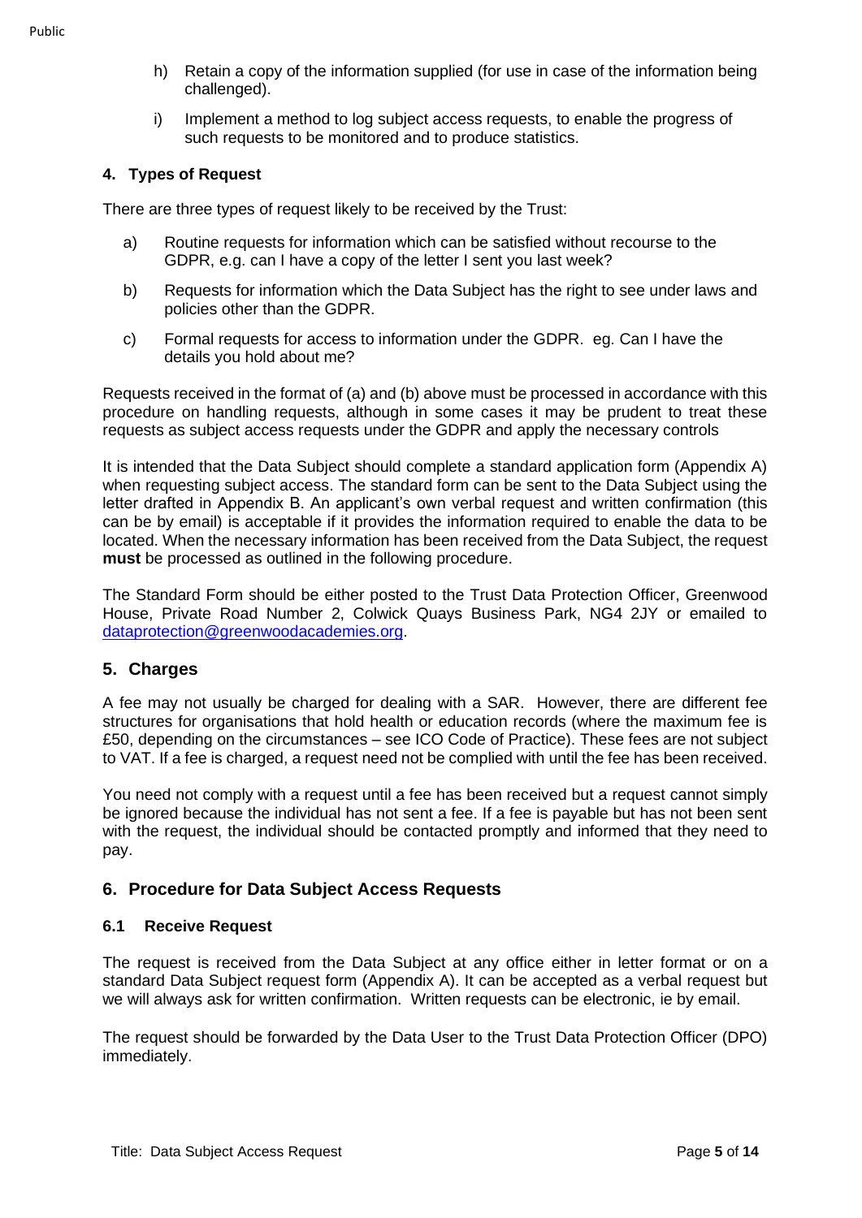h) Retain a copy of the information supplied (for use in case of the information being challenged).

i) Implement a method to log subject access requests, to enable the progress of such requests to be monitored and to produce statistics.

### 4. Types of Request

There are three types of request likely to be received by the Trust:

a) Routine requests for information which can be satisfied without recourse to the GDPR, e.g. can I have a copy of the letter I sent you last week?

b) Requests for information which the Data Subject has the right to see under laws and policies other than the GDPR.

c) Formal requests for access to information under the GDPR. eg. Can I have the details you hold about me?

Requests received in the format of (a) and (b) above must be processed in accordance with this procedure on handling requests, although in some cases it may be prudent to treat these requests as subject access requests under the GDPR and apply the necessary controls

It is intended that the Data Subject should complete a standard application form (Appendix A) when requesting subject access. The standard form can be sent to the Data Subject using the letter drafted in Appendix B. An applicant's own verbal request and written confirmation (this can be by email) is acceptable if it provides the information required to enable the data to be located. When the necessary information has been received from the Data Subject, the request **must** be processed as outlined in the following procedure.

The Standard Form should be either posted to the Trust Data Protection Officer, Greenwood House, Private Road Number 2, Colwick Quays Business Park, NG4 2JY or emailed to dataprotection@greenwoodacademies.org.

## 5. Charges

A fee may not usually be charged for dealing with a SAR. However, there are different fee structures for organisations that hold health or education records (where the maximum fee is £50, depending on the circumstances – see ICO Code of Practice). These fees are not subject to VAT. If a fee is charged, a request need not be complied with until the fee has been received.

You need not comply with a request until a fee has been received but a request cannot simply be ignored because the individual has not sent a fee. If a fee is payable but has not been sent with the request, the individual should be contacted promptly and informed that they need to pay.

## 6. Procedure for Data Subject Access Requests

### 6.1 Receive Request

The request is received from the Data Subject at any office either in letter format or on a standard Data Subject request form (Appendix A). It can be accepted as a verbal request but we will always ask for written confirmation. Written requests can be electronic, ie by email.

The request should be forwarded by the Data User to the Trust Data Protection Officer (DPO) immediately.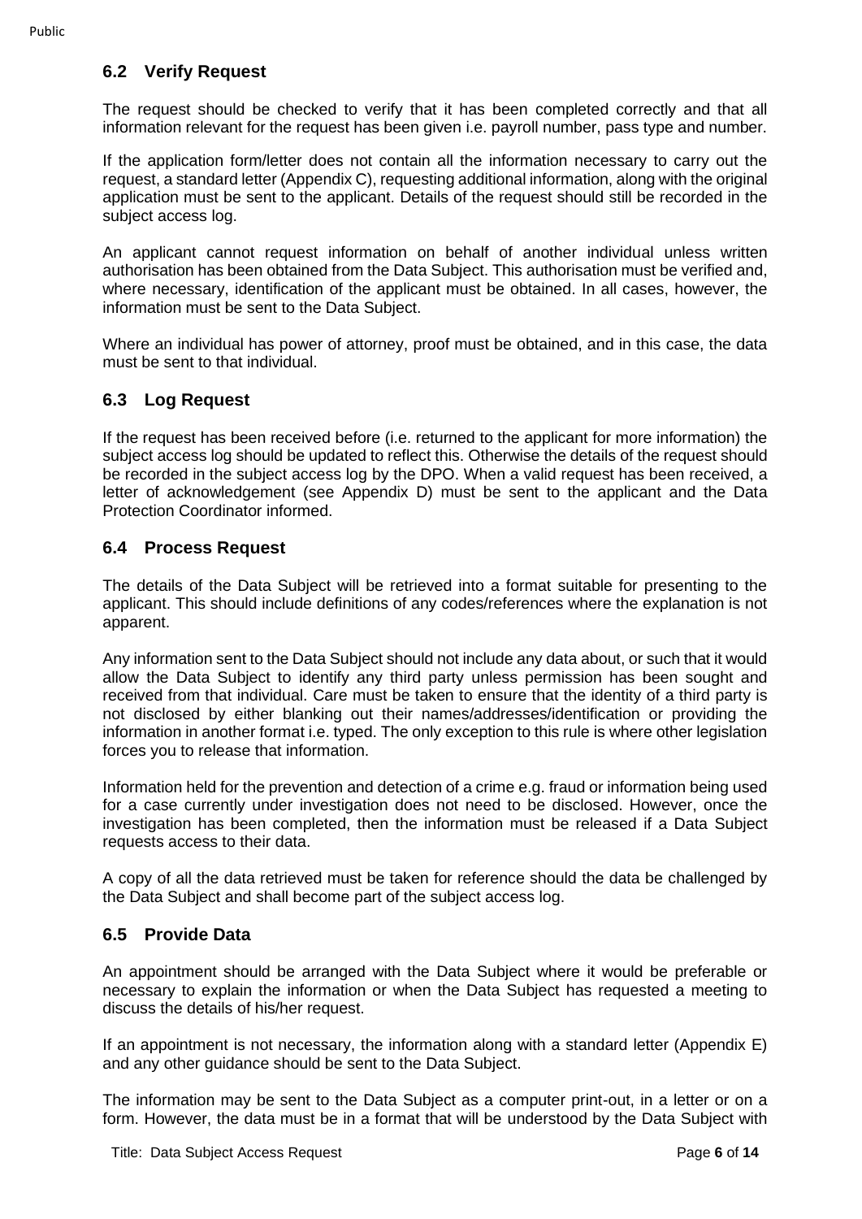## 6.2 Verify Request

The request should be checked to verify that it has been completed correctly and that all information relevant for the request has been given i.e. payroll number, pass type and number.

If the application form/letter does not contain all the information necessary to carry out the request, a standard letter (Appendix C), requesting additional information, along with the original application must be sent to the applicant. Details of the request should still be recorded in the subject access log.

An applicant cannot request information on behalf of another individual unless written authorisation has been obtained from the Data Subject. This authorisation must be verified and, where necessary, identification of the applicant must be obtained. In all cases, however, the information must be sent to the Data Subject.

Where an individual has power of attorney, proof must be obtained, and in this case, the data must be sent to that individual.

## 6.3 Log Request

If the request has been received before (i.e. returned to the applicant for more information) the subject access log should be updated to reflect this. Otherwise the details of the request should be recorded in the subject access log by the DPO. When a valid request has been received, a letter of acknowledgement (see Appendix D) must be sent to the applicant and the Data Protection Coordinator informed.

## 6.4 Process Request

The details of the Data Subject will be retrieved into a format suitable for presenting to the applicant. This should include definitions of any codes/references where the explanation is not apparent.

Any information sent to the Data Subject should not include any data about, or such that it would allow the Data Subject to identify any third party unless permission has been sought and received from that individual. Care must be taken to ensure that the identity of a third party is not disclosed by either blanking out their names/addresses/identification or providing the information in another format i.e. typed. The only exception to this rule is where other legislation forces you to release that information.

Information held for the prevention and detection of a crime e.g. fraud or information being used for a case currently under investigation does not need to be disclosed. However, once the investigation has been completed, then the information must be released if a Data Subject requests access to their data.

A copy of all the data retrieved must be taken for reference should the data be challenged by the Data Subject and shall become part of the subject access log.

## 6.5 Provide Data

An appointment should be arranged with the Data Subject where it would be preferable or necessary to explain the information or when the Data Subject has requested a meeting to discuss the details of his/her request.

If an appointment is not necessary, the information along with a standard letter (Appendix E) and any other guidance should be sent to the Data Subject.

The information may be sent to the Data Subject as a computer print-out, in a letter or on a form. However, the data must be in a format that will be understood by the Data Subject with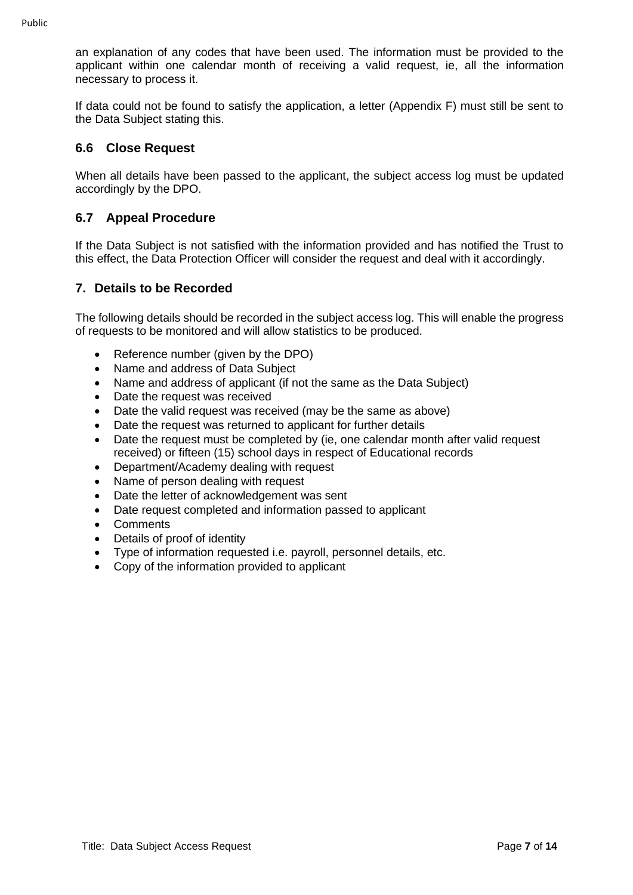an explanation of any codes that have been used. The information must be provided to the applicant within one calendar month of receiving a valid request, ie, all the information necessary to process it.

If data could not be found to satisfy the application, a letter (Appendix F) must still be sent to the Data Subject stating this.

### 6.6 Close Request

When all details have been passed to the applicant, the subject access log must be updated accordingly by the DPO.

### 6.7 Appeal Procedure

If the Data Subject is not satisfied with the information provided and has notified the Trust to this effect, the Data Protection Officer will consider the request and deal with it accordingly.

## 7. Details to be Recorded

The following details should be recorded in the subject access log. This will enable the progress of requests to be monitored and will allow statistics to be produced.

- Reference number (given by the DPO)
- Name and address of Data Subject
- Name and address of applicant (if not the same as the Data Subject)
- Date the request was received
- Date the valid request was received (may be the same as above)
- Date the request was returned to applicant for further details
- Date the request must be completed by (ie, one calendar month after valid request received) or fifteen (15) school days in respect of Educational records
- Department/Academy dealing with request
- Name of person dealing with request
- Date the letter of acknowledgement was sent
- Date request completed and information passed to applicant
- Comments
- Details of proof of identity
- Type of information requested i.e. payroll, personnel details, etc.
- Copy of the information provided to applicant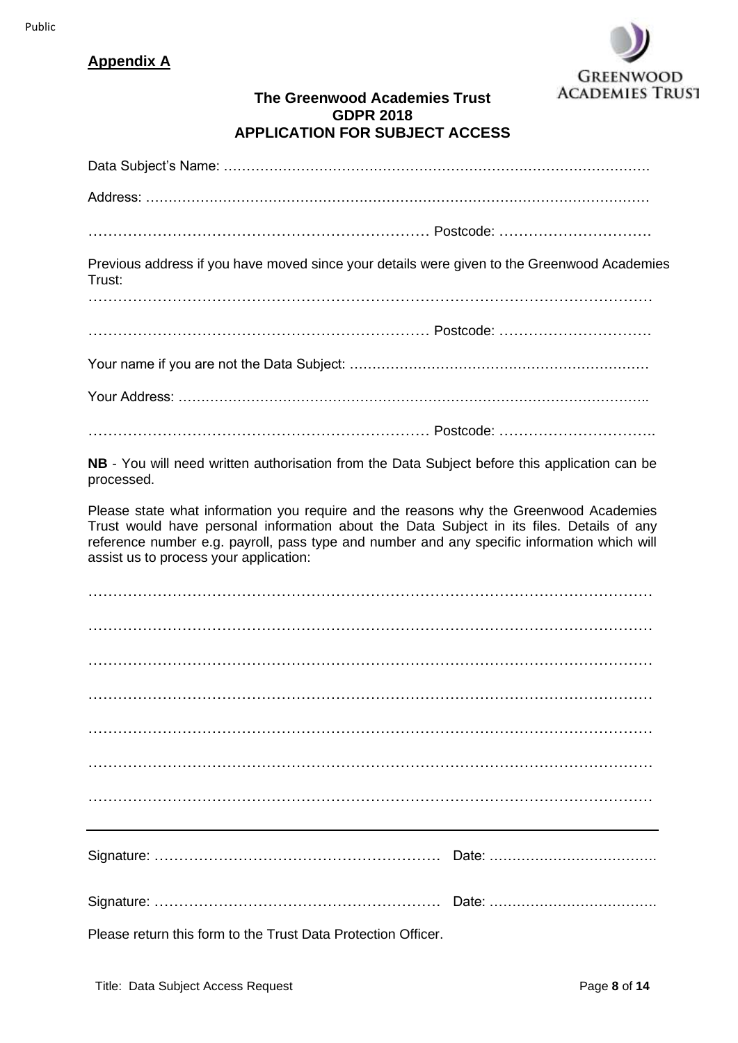**Appendix A**

### The Greenwood Academies Trust
### GDPR 2018
### APPLICATION FOR SUBJECT ACCESS

Data Subject's Name: …………………………………………………………………………………….

Address: ……………………………………………………………………………………………………

…………………………………………………………… Postcode: ………………………….

Previous address if you have moved since your details were given to the Greenwood Academies Trust:

……………………………………………………………………………………………………………

…………………………………………………………… Postcode: ………………………….

Your name if you are not the Data Subject: …………………………………………………………

Your Address: ……………………………………………………………………………………………..

…………………………………………………………… Postcode: …………………………..

**NB** - You will need written authorisation from the Data Subject before this application can be processed.

Please state what information you require and the reasons why the Greenwood Academies Trust would have personal information about the Data Subject in its files. Details of any reference number e.g. payroll, pass type and number and any specific information which will assist us to process your application:

……………………………………………………………………………………………………………

……………………………………………………………………………………………………………

……………………………………………………………………………………………………………

……………………………………………………………………………………………………………

……………………………………………………………………………………………………………

……………………………………………………………………………………………………………

……………………………………………………………………………………………………………

---

Signature: ………………………………………………… Date: ……………………………….

Signature: ………………………………………………… Date: ……………………………….

Please return this form to the Trust Data Protection Officer.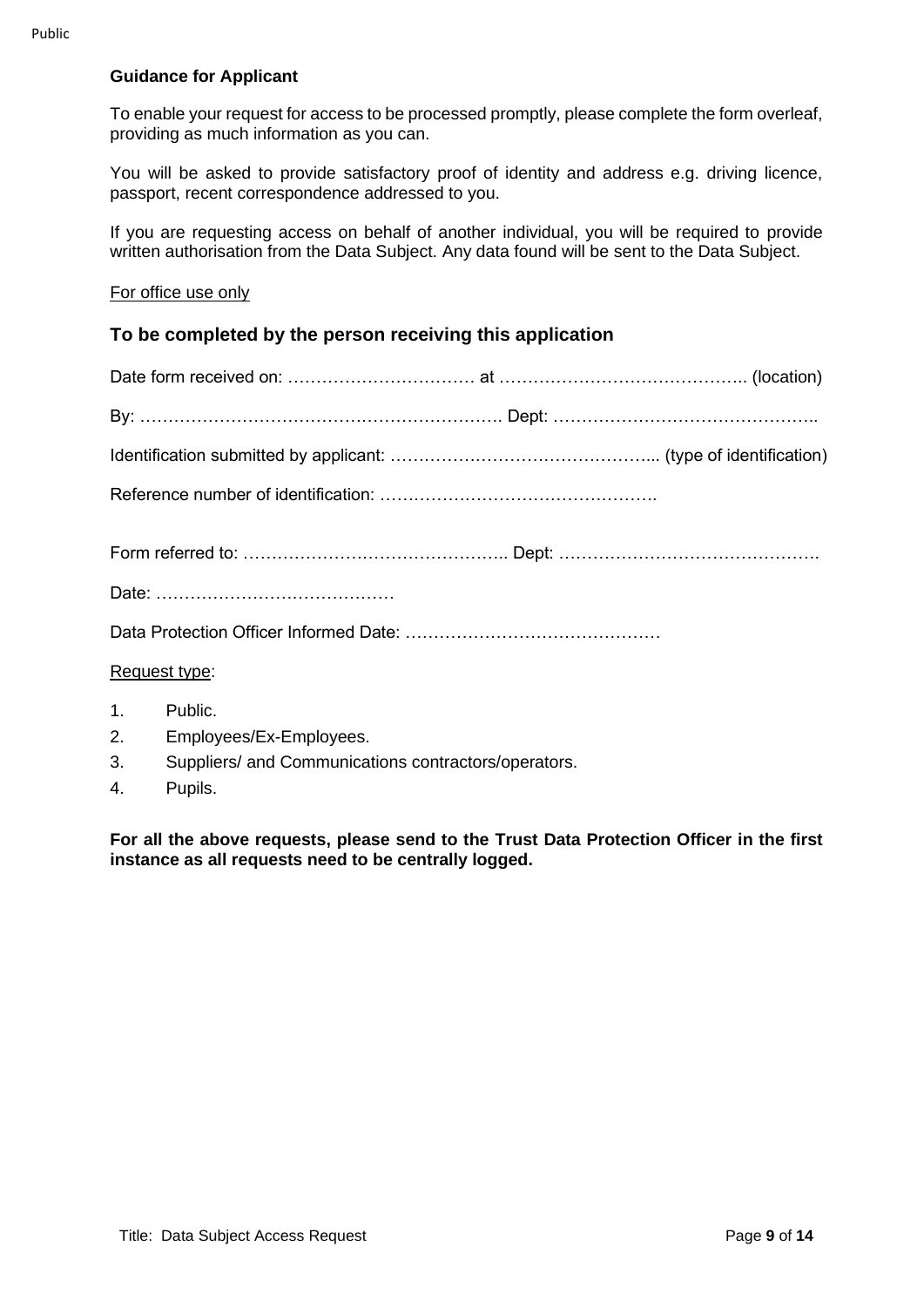**Guidance for Applicant**

To enable your request for access to be processed promptly, please complete the form overleaf, providing as much information as you can.

You will be asked to provide satisfactory proof of identity and address e.g. driving licence, passport, recent correspondence addressed to you.

If you are requesting access on behalf of another individual, you will be required to provide written authorisation from the Data Subject. Any data found will be sent to the Data Subject.

For office use only

## To be completed by the person receiving this application

Date form received on: …………………………… at …………………………………….. (location)

By: ………………………………………………………. Dept: ………………………………………..

Identification submitted by applicant: ……………………………………... (type of identification)

Reference number of identification: ………………………………………..

Form referred to: ……………………………………….. Dept: ……………………………………….

Date: ……………………………………

Data Protection Officer Informed Date: ………………………………………

Request type:

1. Public.
2. Employees/Ex-Employees.
3. Suppliers/ and Communications contractors/operators.
4. Pupils.

**For all the above requests, please send to the Trust Data Protection Officer in the first instance as all requests need to be centrally logged.**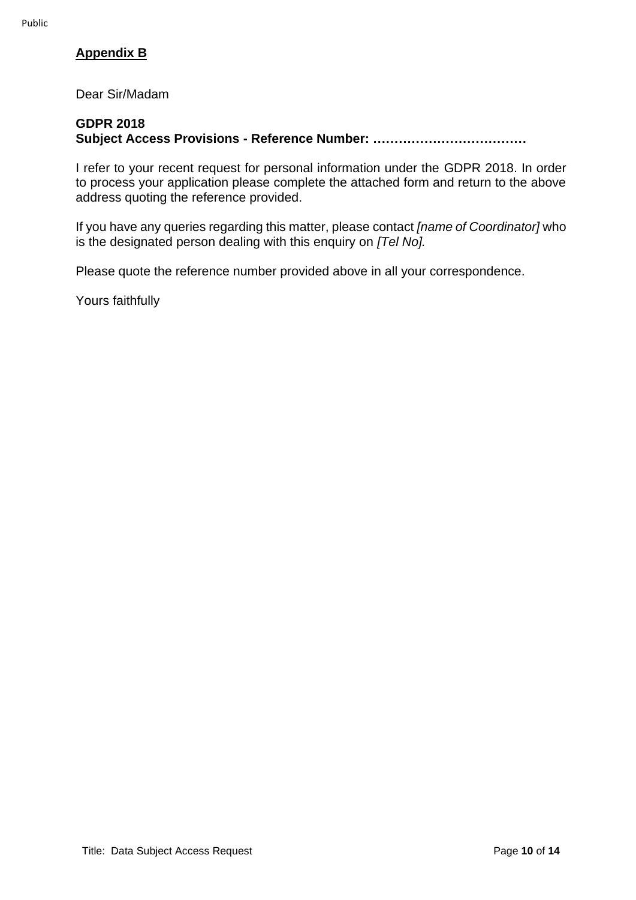**Appendix B**

Dear Sir/Madam

**GDPR 2018**
**Subject Access Provisions - Reference Number: ………………………………**

I refer to your recent request for personal information under the GDPR 2018. In order to process your application please complete the attached form and return to the above address quoting the reference provided.

If you have any queries regarding this matter, please contact *[name of Coordinator]* who is the designated person dealing with this enquiry on *[Tel No].*

Please quote the reference number provided above in all your correspondence.

Yours faithfully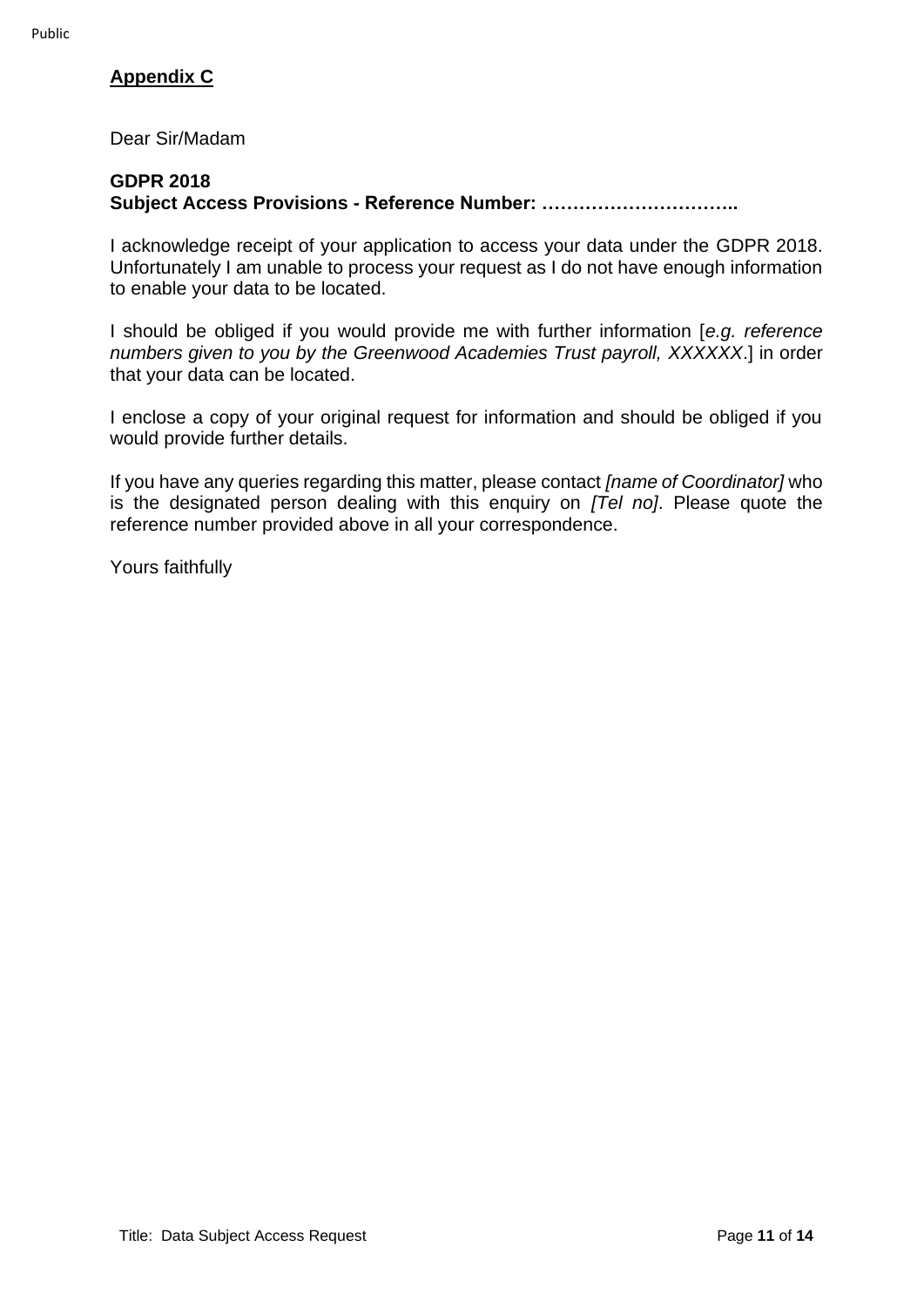**Appendix C**

Dear Sir/Madam

**GDPR 2018**
**Subject Access Provisions - Reference Number: …………………………..**

I acknowledge receipt of your application to access your data under the GDPR 2018. Unfortunately I am unable to process your request as I do not have enough information to enable your data to be located.

I should be obliged if you would provide me with further information [*e.g. reference numbers given to you by the Greenwood Academies Trust payroll, XXXXXX*.] in order that your data can be located.

I enclose a copy of your original request for information and should be obliged if you would provide further details.

If you have any queries regarding this matter, please contact *[name of Coordinator]* who is the designated person dealing with this enquiry on *[Tel no]*. Please quote the reference number provided above in all your correspondence.

Yours faithfully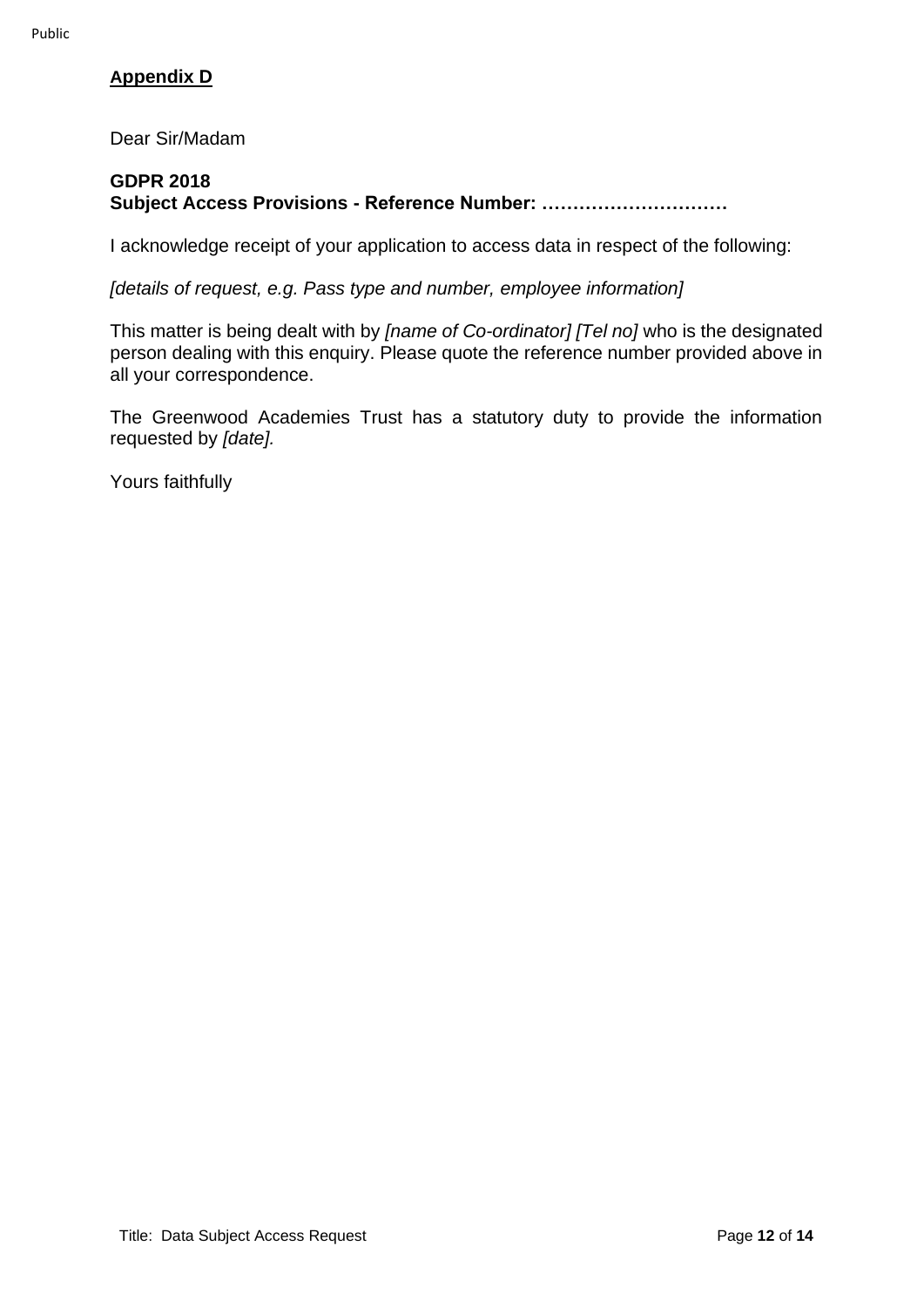## Appendix D

Dear Sir/Madam

**GDPR 2018**
**Subject Access Provisions - Reference Number: …………………………**

I acknowledge receipt of your application to access data in respect of the following:

*[details of request, e.g. Pass type and number, employee information]*

This matter is being dealt with by *[name of Co-ordinator] [Tel no]* who is the designated person dealing with this enquiry. Please quote the reference number provided above in all your correspondence.

The Greenwood Academies Trust has a statutory duty to provide the information requested by *[date].*

Yours faithfully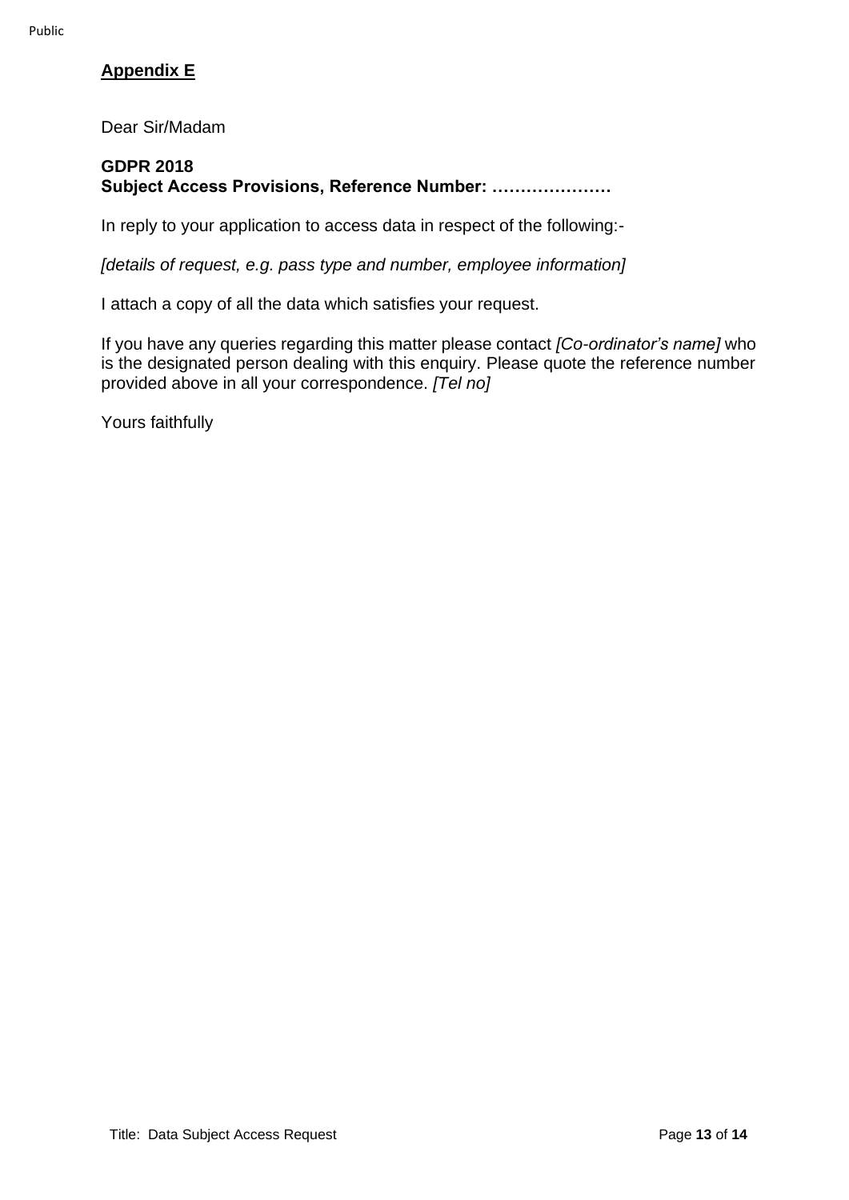**Appendix E**

Dear Sir/Madam

**GDPR 2018**
**Subject Access Provisions, Reference Number: …………………**

In reply to your application to access data in respect of the following:-

*[details of request, e.g. pass type and number, employee information]*

I attach a copy of all the data which satisfies your request.

If you have any queries regarding this matter please contact *[Co-ordinator's name]* who is the designated person dealing with this enquiry. Please quote the reference number provided above in all your correspondence. *[Tel no]*

Yours faithfully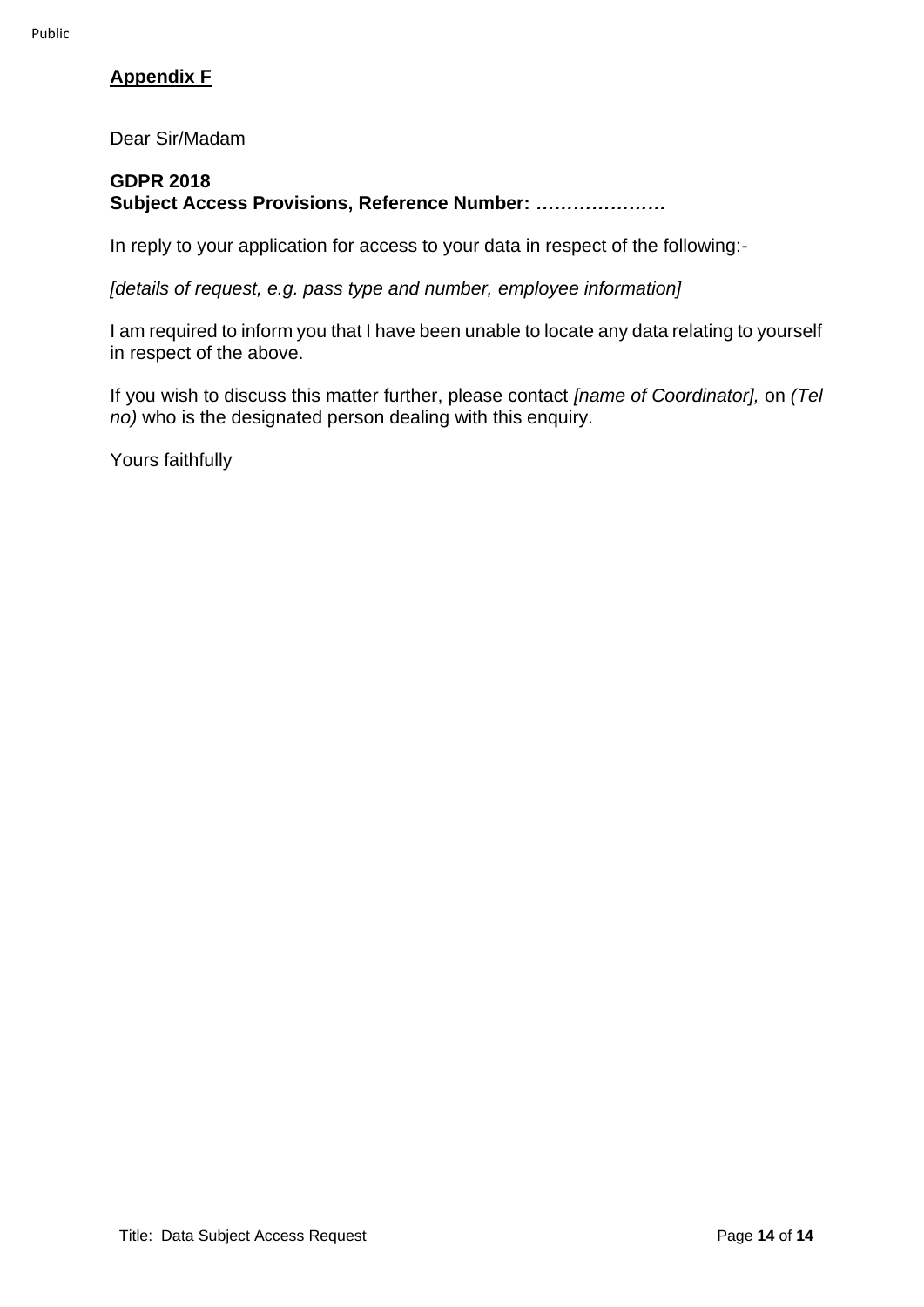## Appendix F

Dear Sir/Madam

**GDPR 2018**
**Subject Access Provisions, Reference Number: *…………………***

In reply to your application for access to your data in respect of the following:-

*[details of request, e.g. pass type and number, employee information]*

I am required to inform you that I have been unable to locate any data relating to yourself in respect of the above.

If you wish to discuss this matter further, please contact *[name of Coordinator],* on *(Tel no)* who is the designated person dealing with this enquiry.

Yours faithfully